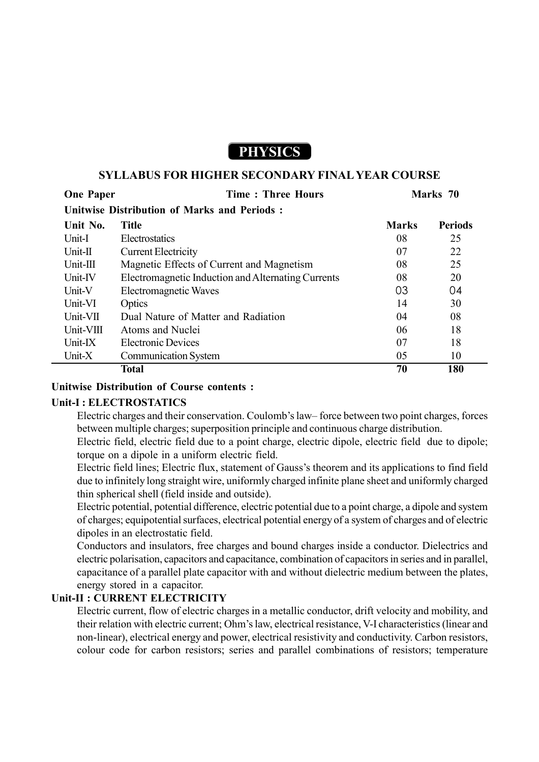# PHYSICS

## SYLLABUS FOR HIGHER SECONDARY FINAL YEAR COURSE

**One Paper** **Time : Three Hours** **Marks 70**

**Unitwise Distribution of Marks and Periods :**

| Unit No. | Title | Marks | Periods |
|---|---|---|---|
| Unit-I | Electrostatics | 08 | 25 |
| Unit-II | Current Electricity | 07 | 22 |
| Unit-III | Magnetic Effects of Current and Magnetism | 08 | 25 |
| Unit-IV | Electromagnetic Induction and Alternating Currents | 08 | 20 |
| Unit-V | Electromagnetic Waves | 03 | 04 |
| Unit-VI | Optics | 14 | 30 |
| Unit-VII | Dual Nature of Matter and Radiation | 04 | 08 |
| Unit-VIII | Atoms and Nuclei | 06 | 18 |
| Unit-IX | Electronic Devices | 07 | 18 |
| Unit-X | Communication System | 05 | 10 |
| | **Total** | **70** | **180** |

**Unitwise Distribution of Course contents :**

### Unit-I : ELECTROSTATICS

Electric charges and their conservation. Coulomb's law– force between two point charges, forces between multiple charges; superposition principle and continuous charge distribution.

Electric field, electric field due to a point charge, electric dipole, electric field due to dipole; torque on a dipole in a uniform electric field.

Electric field lines; Electric flux, statement of Gauss's theorem and its applications to find field due to infinitely long straight wire, uniformly charged infinite plane sheet and uniformly charged thin spherical shell (field inside and outside).

Electric potential, potential difference, electric potential due to a point charge, a dipole and system of charges; equipotential surfaces, electrical potential energy of a system of charges and of electric dipoles in an electrostatic field.

Conductors and insulators, free charges and bound charges inside a conductor. Dielectrics and electric polarisation, capacitors and capacitance, combination of capacitors in series and in parallel, capacitance of a parallel plate capacitor with and without dielectric medium between the plates, energy stored in a capacitor.

### Unit-II : CURRENT ELECTRICITY

Electric current, flow of electric charges in a metallic conductor, drift velocity and mobility, and their relation with electric current; Ohm's law, electrical resistance, V-I characteristics (linear and non-linear), electrical energy and power, electrical resistivity and conductivity. Carbon resistors, colour code for carbon resistors; series and parallel combinations of resistors; temperature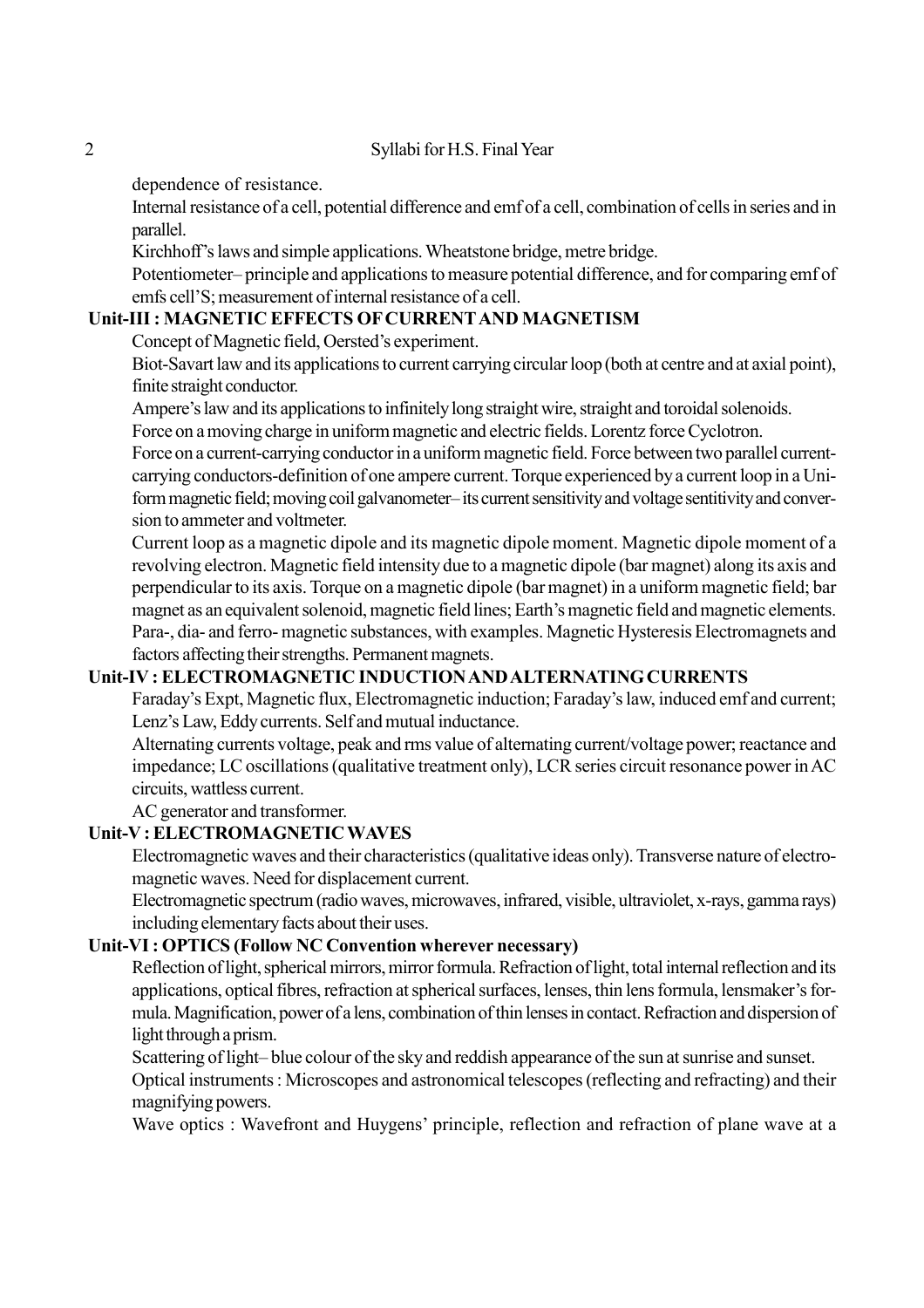dependence of resistance.

Internal resistance of a cell, potential difference and emf of a cell, combination of cells in series and in parallel.

Kirchhoff's laws and simple applications. Wheatstone bridge, metre bridge.

Potentiometer– principle and applications to measure potential difference, and for comparing emf of emfs cell'S; measurement of internal resistance of a cell.

### Unit-III : MAGNETIC EFFECTS OF CURRENT AND MAGNETISM

Concept of Magnetic field, Oersted's experiment.

Biot-Savart law and its applications to current carrying circular loop (both at centre and at axial point), finite straight conductor.

Ampere's law and its applications to infinitely long straight wire, straight and toroidal solenoids.

Force on a moving charge in uniform magnetic and electric fields. Lorentz force Cyclotron.

Force on a current-carrying conductor in a uniform magnetic field. Force between two parallel current-carrying conductors-definition of one ampere current. Torque experienced by a current loop in a Uniform magnetic field; moving coil galvanometer– its current sensitivity and voltage sentitivity and conversion to ammeter and voltmeter.

Current loop as a magnetic dipole and its magnetic dipole moment. Magnetic dipole moment of a revolving electron. Magnetic field intensity due to a magnetic dipole (bar magnet) along its axis and perpendicular to its axis. Torque on a magnetic dipole (bar magnet) in a uniform magnetic field; bar magnet as an equivalent solenoid, magnetic field lines; Earth's magnetic field and magnetic elements. Para-, dia- and ferro- magnetic substances, with examples. Magnetic Hysteresis Electromagnets and factors affecting their strengths. Permanent magnets.

### Unit-IV : ELECTROMAGNETIC INDUCTION AND ALTERNATING CURRENTS

Faraday's Expt, Magnetic flux, Electromagnetic induction; Faraday's law, induced emf and current; Lenz's Law, Eddy currents. Self and mutual inductance.

Alternating currents voltage, peak and rms value of alternating current/voltage power; reactance and impedance; LC oscillations (qualitative treatment only), LCR series circuit resonance power in AC circuits, wattless current.

AC generator and transformer.

### Unit-V : ELECTROMAGNETIC WAVES

Electromagnetic waves and their characteristics (qualitative ideas only). Transverse nature of electromagnetic waves. Need for displacement current.

Electromagnetic spectrum (radio waves, microwaves, infrared, visible, ultraviolet, x-rays, gamma rays) including elementary facts about their uses.

### Unit-VI : OPTICS (Follow NC Convention wherever necessary)

Reflection of light, spherical mirrors, mirror formula. Refraction of light, total internal reflection and its applications, optical fibres, refraction at spherical surfaces, lenses, thin lens formula, lensmaker's formula. Magnification, power of a lens, combination of thin lenses in contact. Refraction and dispersion of light through a prism.

Scattering of light– blue colour of the sky and reddish appearance of the sun at sunrise and sunset.

Optical instruments : Microscopes and astronomical telescopes (reflecting and refracting) and their magnifying powers.

Wave optics : Wavefront and Huygens' principle, reflection and refraction of plane wave at a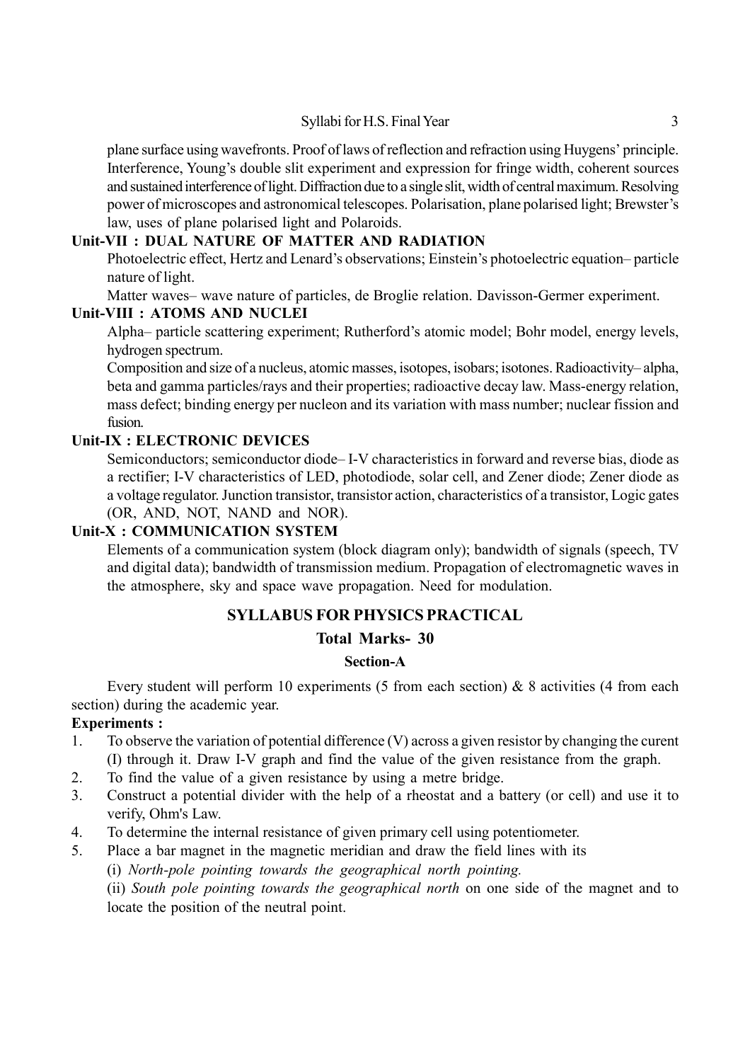plane surface using wavefronts. Proof of laws of reflection and refraction using Huygens' principle. Interference, Young's double slit experiment and expression for fringe width, coherent sources and sustained interference of light. Diffraction due to a single slit, width of central maximum. Resolving power of microscopes and astronomical telescopes. Polarisation, plane polarised light; Brewster's law, uses of plane polarised light and Polaroids.

**Unit-VII : DUAL NATURE OF MATTER AND RADIATION**

Photoelectric effect, Hertz and Lenard's observations; Einstein's photoelectric equation– particle nature of light.

Matter waves– wave nature of particles, de Broglie relation. Davisson-Germer experiment.

**Unit-VIII : ATOMS AND NUCLEI**

Alpha– particle scattering experiment; Rutherford's atomic model; Bohr model, energy levels, hydrogen spectrum.

Composition and size of a nucleus, atomic masses, isotopes, isobars; isotones. Radioactivity– alpha, beta and gamma particles/rays and their properties; radioactive decay law. Mass-energy relation, mass defect; binding energy per nucleon and its variation with mass number; nuclear fission and fusion.

**Unit-IX : ELECTRONIC DEVICES**

Semiconductors; semiconductor diode– I-V characteristics in forward and reverse bias, diode as a rectifier; I-V characteristics of LED, photodiode, solar cell, and Zener diode; Zener diode as a voltage regulator. Junction transistor, transistor action, characteristics of a transistor, Logic gates (OR, AND, NOT, NAND and NOR).

**Unit-X : COMMUNICATION SYSTEM**

Elements of a communication system (block diagram only); bandwidth of signals (speech, TV and digital data); bandwidth of transmission medium. Propagation of electromagnetic waves in the atmosphere, sky and space wave propagation. Need for modulation.

## SYLLABUS FOR PHYSICS PRACTICAL

### Total Marks- 30

#### Section-A

Every student will perform 10 experiments (5 from each section) & 8 activities (4 from each section) during the academic year.

**Experiments :**

1. To observe the variation of potential difference (V) across a given resistor by changing the curent (I) through it. Draw I-V graph and find the value of the given resistance from the graph.
2. To find the value of a given resistance by using a metre bridge.
3. Construct a potential divider with the help of a rheostat and a battery (or cell) and use it to verify, Ohm's Law.
4. To determine the internal resistance of given primary cell using potentiometer.
5. Place a bar magnet in the magnetic meridian and draw the field lines with its
   (i) *North-pole pointing towards the geographical north pointing.*
   (ii) *South pole pointing towards the geographical north* on one side of the magnet and to locate the position of the neutral point.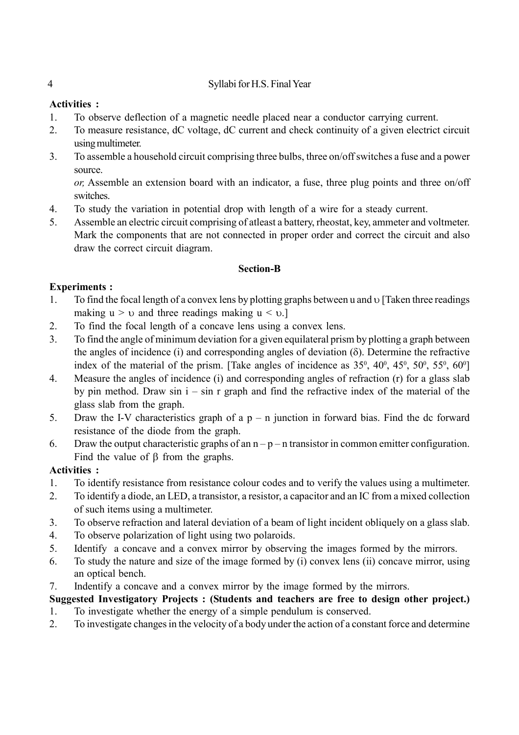**Activities :**

1. To observe deflection of a magnetic needle placed near a conductor carrying current.
2. To measure resistance, dC voltage, dC current and check continuity of a given electrict circuit using multimeter.
3. To assemble a household circuit comprising three bulbs, three on/off switches a fuse and a power source.

   *or,* Assemble an extension board with an indicator, a fuse, three plug points and three on/off switches.
4. To study the variation in potential drop with length of a wire for a steady current.
5. Assemble an electric circuit comprising of atleast a battery, rheostat, key, ammeter and voltmeter. Mark the components that are not connected in proper order and correct the circuit and also draw the correct circuit diagram.

**Section-B**

**Experiments :**

1. To find the focal length of a convex lens by plotting graphs between u and $\upsilon$ [Taken three readings making $u > \upsilon$ and three readings making $u < \upsilon$.]
2. To find the focal length of a concave lens using a convex lens.
3. To find the angle of minimum deviation for a given equilateral prism by plotting a graph between the angles of incidence (i) and corresponding angles of deviation ($\delta$). Determine the refractive index of the material of the prism. [Take angles of incidence as $35^0$, $40^0$, $45^0$, $50^0$, $55^0$, $60^0$]
4. Measure the angles of incidence (i) and corresponding angles of refraction (r) for a glass slab by pin method. Draw sin i – sin r graph and find the refractive index of the material of the glass slab from the graph.
5. Draw the I-V characteristics graph of a p – n junction in forward bias. Find the dc forward resistance of the diode from the graph.
6. Draw the output characteristic graphs of an n – p – n transistor in common emitter configuration. Find the value of $\beta$ from the graphs.

**Activities :**

1. To identify resistance from resistance colour codes and to verify the values using a multimeter.
2. To identify a diode, an LED, a transistor, a resistor, a capacitor and an IC from a mixed collection of such items using a multimeter.
3. To observe refraction and lateral deviation of a beam of light incident obliquely on a glass slab.
4. To observe polarization of light using two polaroids.
5. Identify a concave and a convex mirror by observing the images formed by the mirrors.
6. To study the nature and size of the image formed by (i) convex lens (ii) concave mirror, using an optical bench.
7. Indentify a concave and a convex mirror by the image formed by the mirrors.

**Suggested Investigatory Projects : (Students and teachers are free to design other project.)**

1. To investigate whether the energy of a simple pendulum is conserved.
2. To investigate changes in the velocity of a body under the action of a constant force and determine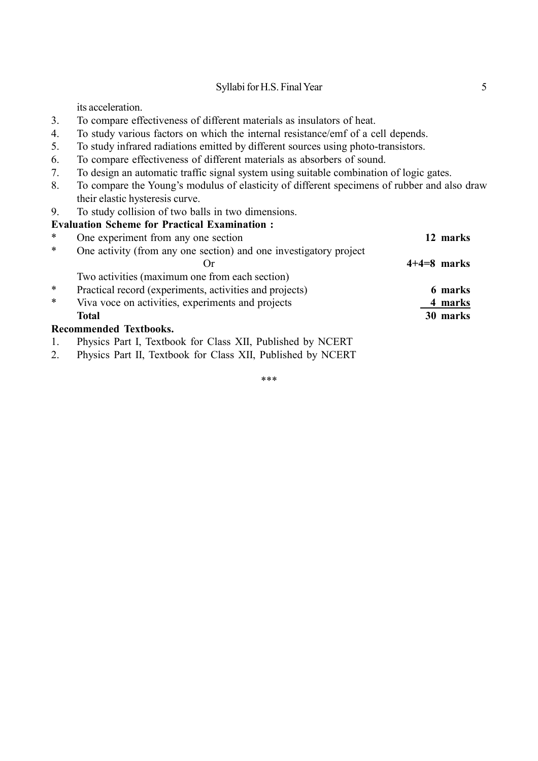its acceleration.

3. To compare effectiveness of different materials as insulators of heat.
4. To study various factors on which the internal resistance/emf of a cell depends.
5. To study infrared radiations emitted by different sources using photo-transistors.
6. To compare effectiveness of different materials as absorbers of sound.
7. To design an automatic traffic signal system using suitable combination of logic gates.
8. To compare the Young's modulus of elasticity of different specimens of rubber and also draw their elastic hysteresis curve.
9. To study collision of two balls in two dimensions.

**Evaluation Scheme for Practical Examination :**

| | | |
|---|---|---|
| * | One experiment from any one section | **12 marks** |
| * | One activity (from any one section) and one investigatory project<br>Or<br>Two activities (maximum one from each section) | **4+4=8 marks** |
| * | Practical record (experiments, activities and projects) | **6 marks** |
| * | Viva voce on activities, experiments and projects | **4 marks** |
| | **Total** | **30 marks** |

**Recommended Textbooks.**

1. Physics Part I, Textbook for Class XII, Published by NCERT
2. Physics Part II, Textbook for Class XII, Published by NCERT

***